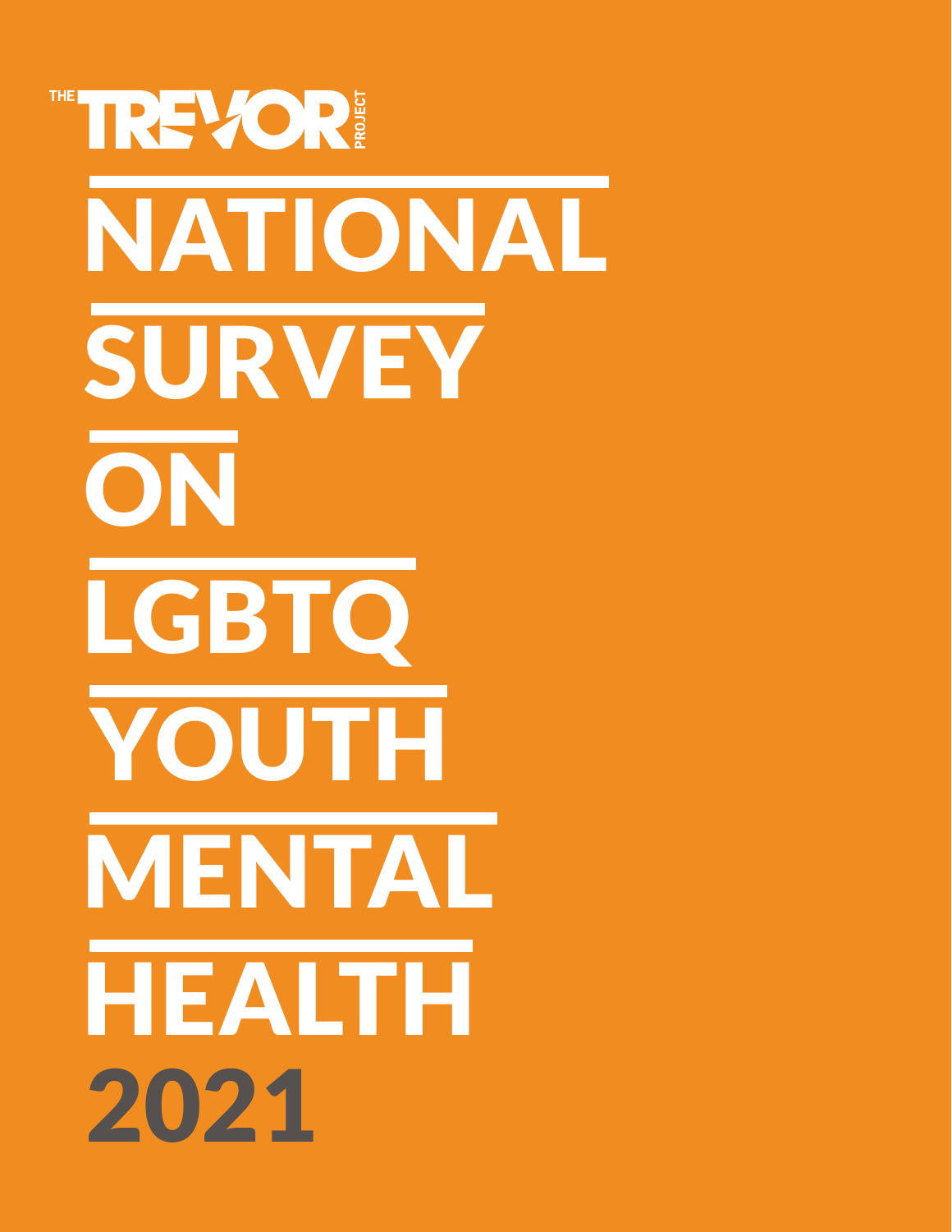THE TREVOR PROJECT

# NATIONAL SURVEY ON LGBTQ YOUTH MENTAL HEALTH 2021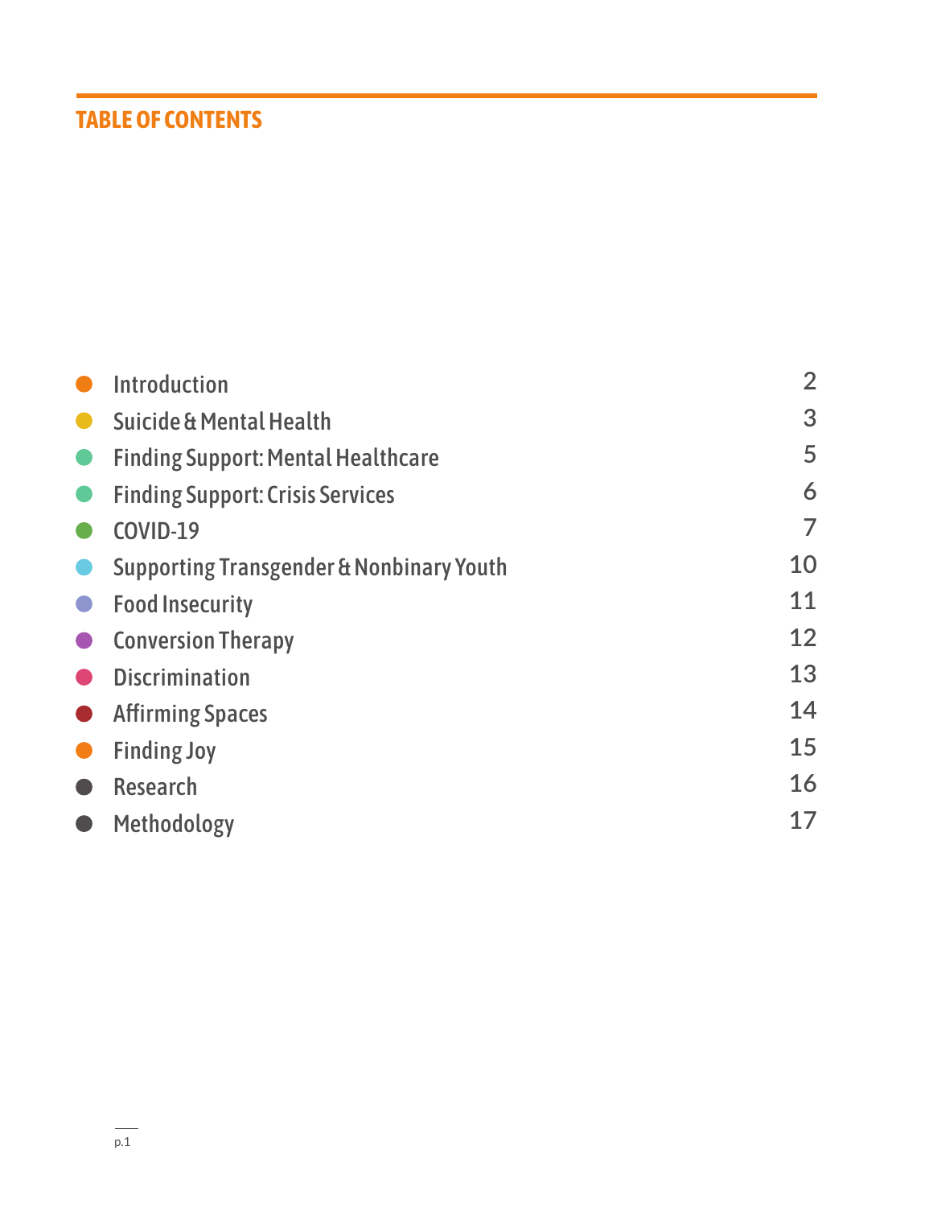## TABLE OF CONTENTS

| Section | Page |
| --- | --- |
| Introduction | 2 |
| Suicide & Mental Health | 3 |
| Finding Support: Mental Healthcare | 5 |
| Finding Support: Crisis Services | 6 |
| COVID-19 | 7 |
| Supporting Transgender & Nonbinary Youth | 10 |
| Food Insecurity | 11 |
| Conversion Therapy | 12 |
| Discrimination | 13 |
| Affirming Spaces | 14 |
| Finding Joy | 15 |
| Research | 16 |
| Methodology | 17 |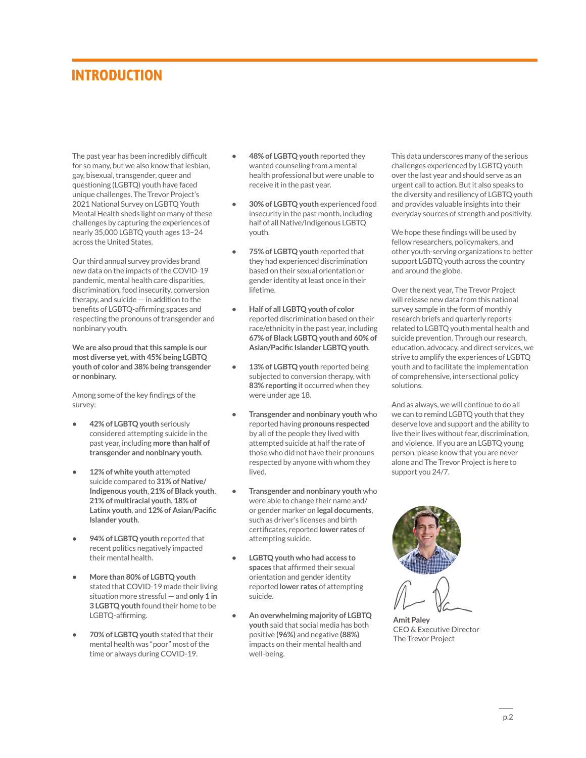# INTRODUCTION

The past year has been incredibly difficult for so many, but we also know that lesbian, gay, bisexual, transgender, queer and questioning (LGBTQ) youth have faced unique challenges. The Trevor Project's 2021 National Survey on LGBTQ Youth Mental Health sheds light on many of these challenges by capturing the experiences of nearly 35,000 LGBTQ youth ages 13–24 across the United States.

Our third annual survey provides brand new data on the impacts of the COVID-19 pandemic, mental health care disparities, discrimination, food insecurity, conversion therapy, and suicide — in addition to the benefits of LGBTQ-affirming spaces and respecting the pronouns of transgender and nonbinary youth.

**We are also proud that this sample is our most diverse yet, with 45% being LGBTQ youth of color and 38% being transgender or nonbinary.**

Among some of the key findings of the survey:

- **42% of LGBTQ youth** seriously considered attempting suicide in the past year, including **more than half of transgender and nonbinary youth**.
- **12% of white youth** attempted suicide compared to **31% of Native/Indigenous youth**, **21% of Black youth**, **21% of multiracial youth**, **18% of Latinx youth**, and **12% of Asian/Pacific Islander youth**.
- **94% of LGBTQ youth** reported that recent politics negatively impacted their mental health.
- **More than 80% of LGBTQ youth** stated that COVID-19 made their living situation more stressful — and **only 1 in 3 LGBTQ youth** found their home to be LGBTQ-affirming.
- **70% of LGBTQ youth** stated that their mental health was "poor" most of the time or always during COVID-19.
- **48% of LGBTQ youth** reported they wanted counseling from a mental health professional but were unable to receive it in the past year.
- **30% of LGBTQ youth** experienced food insecurity in the past month, including half of all Native/Indigenous LGBTQ youth.
- **75% of LGBTQ youth** reported that they had experienced discrimination based on their sexual orientation or gender identity at least once in their lifetime.
- **Half of all LGBTQ youth of color** reported discrimination based on their race/ethnicity in the past year, including **67% of Black LGBTQ youth and 60% of Asian/Pacific Islander LGBTQ youth**.
- **13% of LGBTQ youth** reported being subjected to conversion therapy, with **83% reporting** it occurred when they were under age 18.
- **Transgender and nonbinary youth** who reported having **pronouns respected** by all of the people they lived with attempted suicide at half the rate of those who did not have their pronouns respected by anyone with whom they lived.
- **Transgender and nonbinary youth** who were able to change their name and/or gender marker on **legal documents**, such as driver's licenses and birth certificates, reported **lower rates** of attempting suicide.
- **LGBTQ youth who had access to spaces** that affirmed their sexual orientation and gender identity reported **lower rates** of attempting suicide.
- **An overwhelming majority of LGBTQ youth** said that social media has both positive **(96%)** and negative **(88%)** impacts on their mental health and well-being.

This data underscores many of the serious challenges experienced by LGBTQ youth over the last year and should serve as an urgent call to action. But it also speaks to the diversity and resiliency of LGBTQ youth and provides valuable insights into their everyday sources of strength and positivity.

We hope these findings will be used by fellow researchers, policymakers, and other youth-serving organizations to better support LGBTQ youth across the country and around the globe.

Over the next year, The Trevor Project will release new data from this national survey sample in the form of monthly research briefs and quarterly reports related to LGBTQ youth mental health and suicide prevention. Through our research, education, advocacy, and direct services, we strive to amplify the experiences of LGBTQ youth and to facilitate the implementation of comprehensive, intersectional policy solutions.

And as always, we will continue to do all we can to remind LGBTQ youth that they deserve love and support and the ability to live their lives without fear, discrimination, and violence. If you are an LGBTQ young person, please know that you are never alone and The Trevor Project is here to support you 24/7.

**Amit Paley**
CEO & Executive Director
The Trevor Project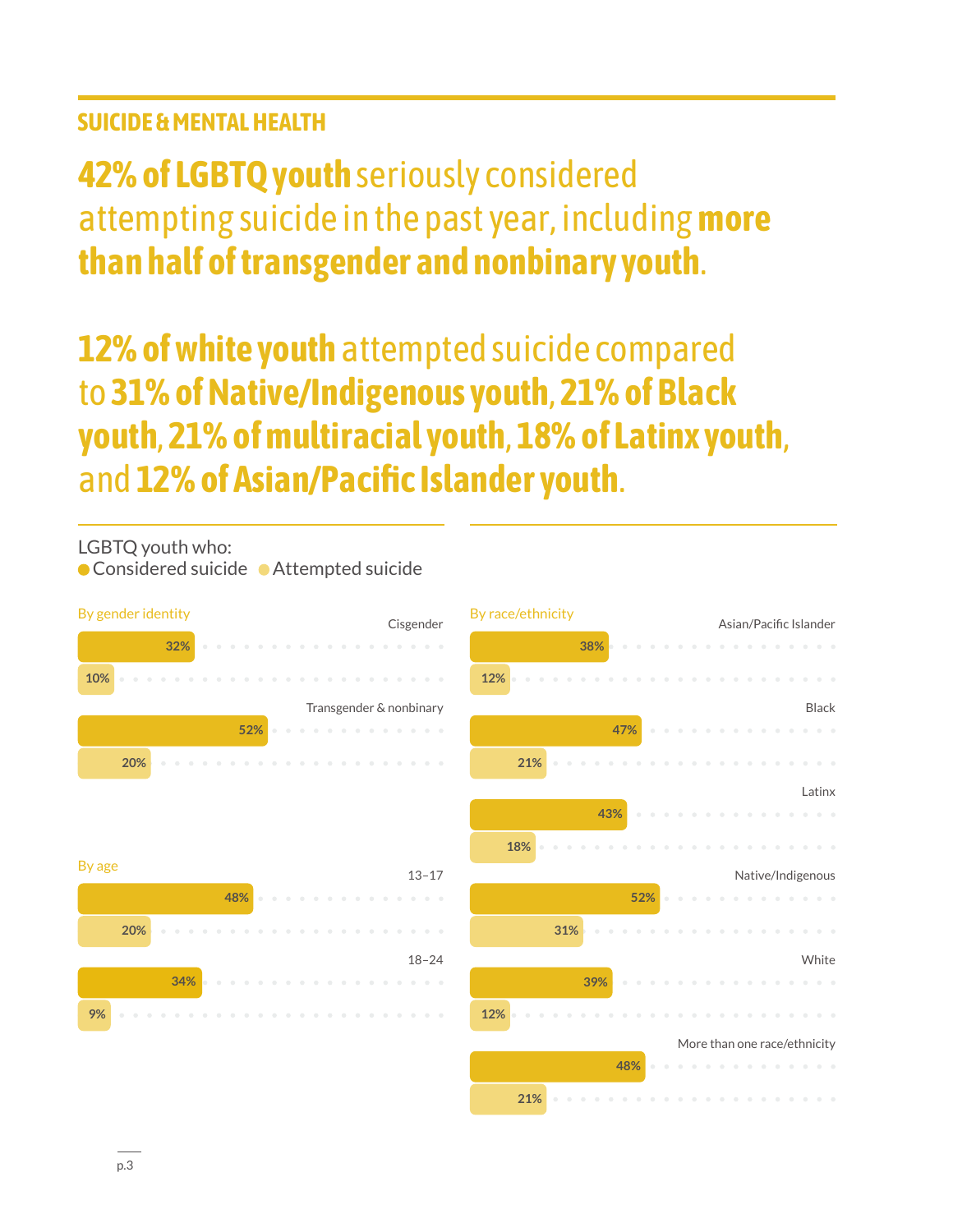## SUICIDE & MENTAL HEALTH

# **42% of LGBTQ youth** seriously considered attempting suicide in the past year, including **more than half of transgender and nonbinary youth**.

# **12% of white youth** attempted suicide compared to **31% of Native/Indigenous youth**, **21% of Black youth**, **21% of multiracial youth**, **18% of Latinx youth**, and **12% of Asian/Pacific Islander youth**.

LGBTQ youth who:
● Considered suicide ● Attempted suicide

**By gender identity**

| | Considered suicide | Attempted suicide |
| --- | --- | --- |
| Cisgender | 32% | 10% |
| Transgender & nonbinary | 52% | 20% |

**By age**

| | Considered suicide | Attempted suicide |
| --- | --- | --- |
| 13–17 | 48% | 20% |
| 18–24 | 34% | 9% |

**By race/ethnicity**

| | Considered suicide | Attempted suicide |
| --- | --- | --- |
| Asian/Pacific Islander | 38% | 12% |
| Black | 47% | 21% |
| Latinx | 43% | 18% |
| Native/Indigenous | 52% | 31% |
| White | 39% | 12% |
| More than one race/ethnicity | 48% | 21% |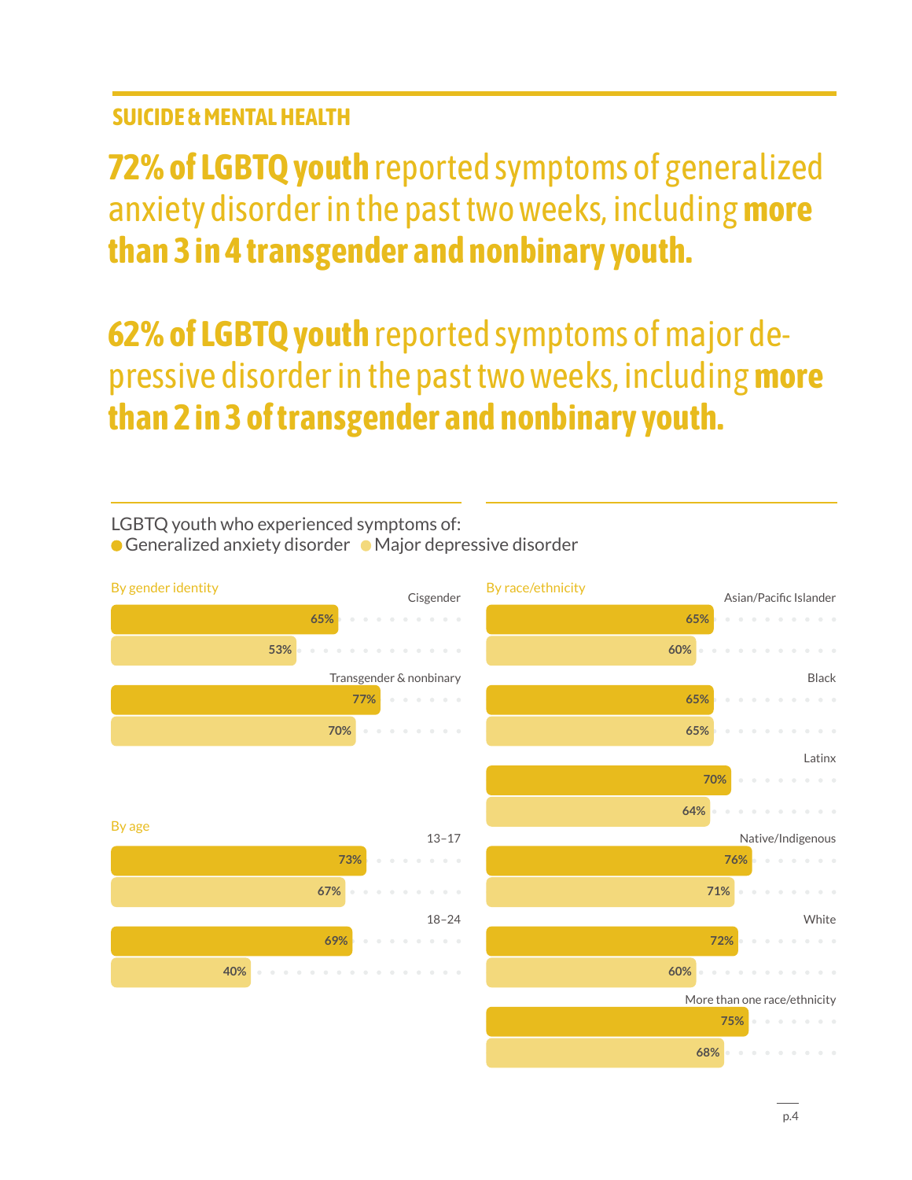## SUICIDE & MENTAL HEALTH

# **72% of LGBTQ youth** reported symptoms of generalized anxiety disorder in the past two weeks, including **more than 3 in 4 transgender and nonbinary youth.**

# **62% of LGBTQ youth** reported symptoms of major depressive disorder in the past two weeks, including **more than 2 in 3 of transgender and nonbinary youth.**

LGBTQ youth who experienced symptoms of:
● Generalized anxiety disorder ● Major depressive disorder

**By gender identity**

| | Generalized anxiety disorder | Major depressive disorder |
|---|---|---|
| Cisgender | 65% | 53% |
| Transgender & nonbinary | 77% | 70% |

**By age**

| | Generalized anxiety disorder | Major depressive disorder |
|---|---|---|
| 13–17 | 73% | 67% |
| 18–24 | 69% | 40% |

**By race/ethnicity**

| | Generalized anxiety disorder | Major depressive disorder |
|---|---|---|
| Asian/Pacific Islander | 65% | 60% |
| Black | 65% | 65% |
| Latinx | 70% | 64% |
| Native/Indigenous | 76% | 71% |
| White | 72% | 60% |
| More than one race/ethnicity | 75% | 68% |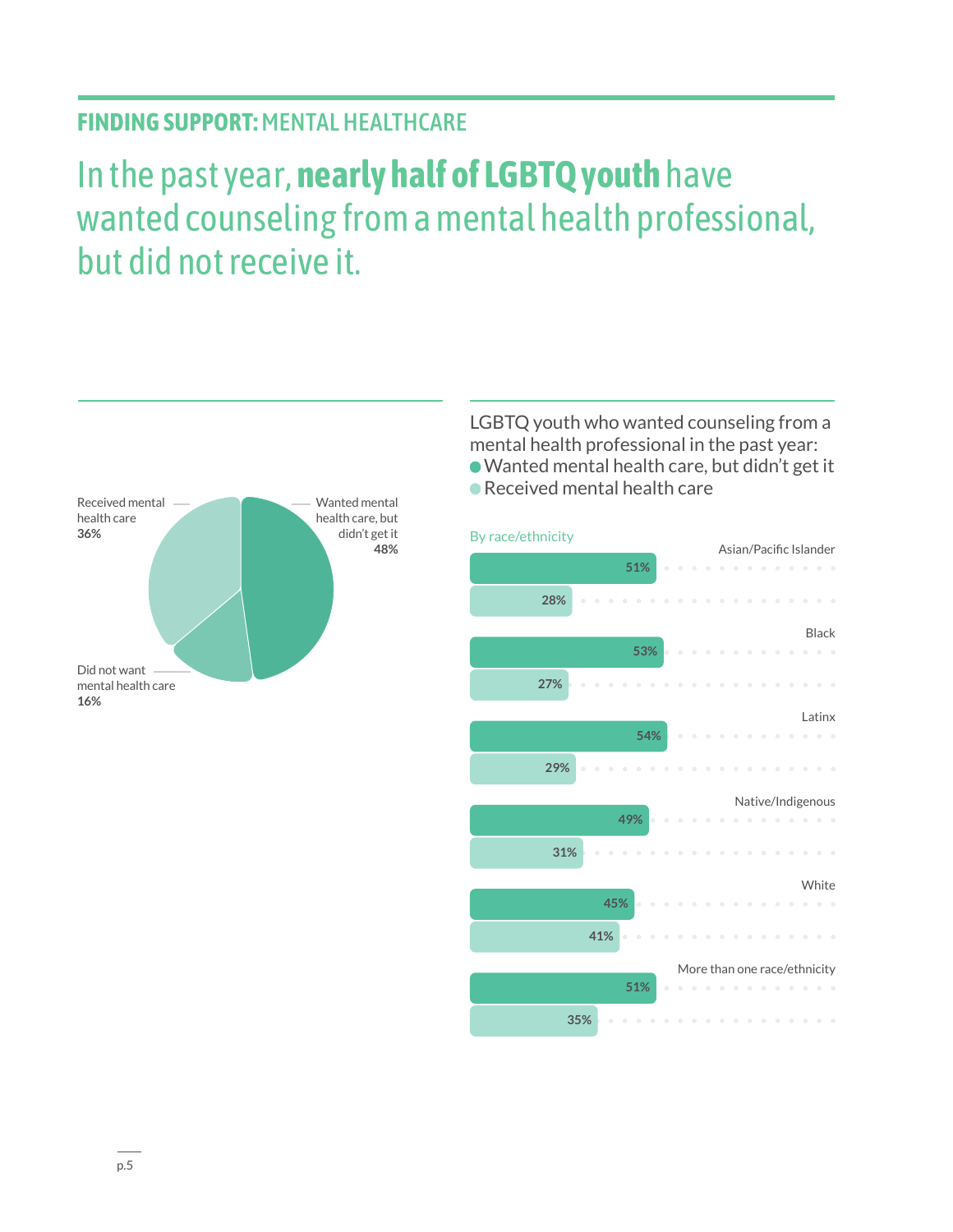**FINDING SUPPORT:** MENTAL HEALTHCARE

# In the past year, **nearly half of LGBTQ youth** have wanted counseling from a mental health professional, but did not receive it.

| Category | Percentage |
|---|---|
| Wanted mental health care, but didn't get it | **48%** |
| Received mental health care | **36%** |
| Did not want mental health care | **16%** |

LGBTQ youth who wanted counseling from a mental health professional in the past year:
- Wanted mental health care, but didn't get it
- Received mental health care

By race/ethnicity

| Race/ethnicity | Wanted mental health care, but didn't get it | Received mental health care |
|---|---|---|
| Asian/Pacific Islander | 51% | 28% |
| Black | 53% | 27% |
| Latinx | 54% | 29% |
| Native/Indigenous | 49% | 31% |
| White | 45% | 41% |
| More than one race/ethnicity | 51% | 35% |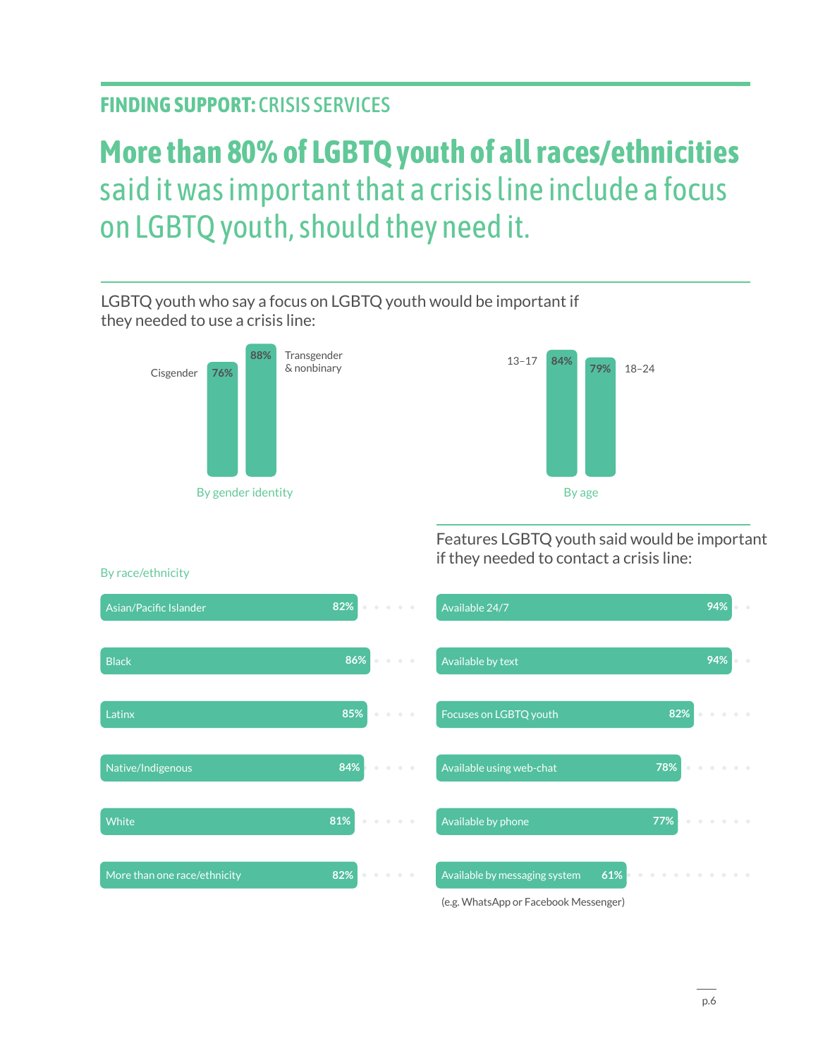## FINDING SUPPORT: CRISIS SERVICES

# More than 80% of LGBTQ youth of all races/ethnicities said it was important that a crisis line include a focus on LGBTQ youth, should they need it.

LGBTQ youth who say a focus on LGBTQ youth would be important if they needed to use a crisis line:

**By gender identity**

| Gender identity | % |
|---|---|
| Cisgender | 76% |
| Transgender & nonbinary | 88% |

**By age**

| Age | % |
|---|---|
| 13–17 | 84% |
| 18–24 | 79% |

**By race/ethnicity**

| Race/ethnicity | % |
|---|---|
| Asian/Pacific Islander | 82% |
| Black | 86% |
| Latinx | 85% |
| Native/Indigenous | 84% |
| White | 81% |
| More than one race/ethnicity | 82% |

Features LGBTQ youth said would be important if they needed to contact a crisis line:

| Feature | % |
|---|---|
| Available 24/7 | 94% |
| Available by text | 94% |
| Focuses on LGBTQ youth | 82% |
| Available using web-chat | 78% |
| Available by phone | 77% |
| Available by messaging system | 61% |

(e.g. WhatsApp or Facebook Messenger)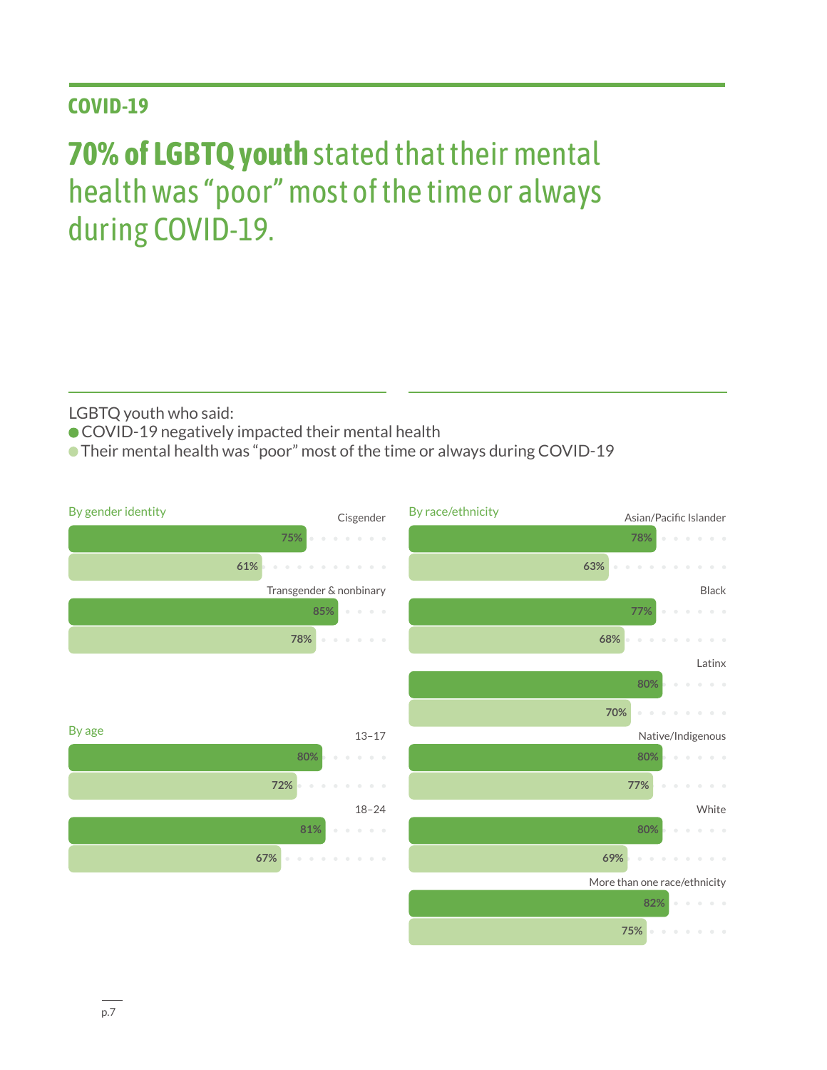## COVID-19

# **70% of LGBTQ youth** stated that their mental health was "poor" most of the time or always during COVID-19.

LGBTQ youth who said:

- COVID-19 negatively impacted their mental health
- Their mental health was "poor" most of the time or always during COVID-19

**By gender identity**

| Group | COVID-19 negatively impacted their mental health | Their mental health was "poor" most of the time or always during COVID-19 |
|---|---|---|
| Cisgender | 75% | 61% |
| Transgender & nonbinary | 85% | 78% |

**By age**

| Group | COVID-19 negatively impacted their mental health | Their mental health was "poor" most of the time or always during COVID-19 |
|---|---|---|
| 13–17 | 80% | 72% |
| 18–24 | 81% | 67% |

**By race/ethnicity**

| Group | COVID-19 negatively impacted their mental health | Their mental health was "poor" most of the time or always during COVID-19 |
|---|---|---|
| Asian/Pacific Islander | 78% | 63% |
| Black | 77% | 68% |
| Latinx | 80% | 70% |
| Native/Indigenous | 80% | 77% |
| White | 80% | 69% |
| More than one race/ethnicity | 82% | 75% |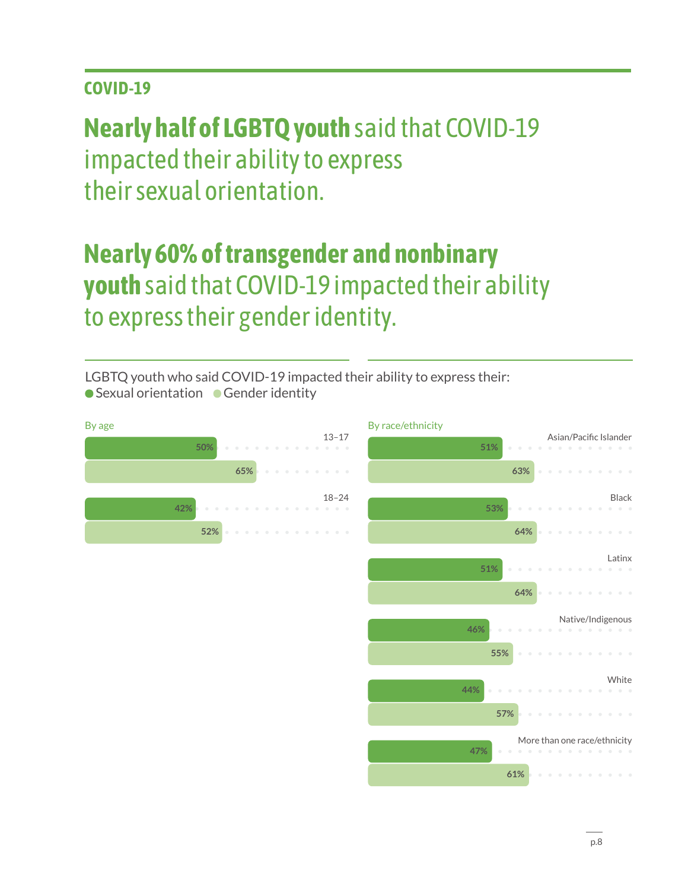## COVID-19

# **Nearly half of LGBTQ youth** said that COVID-19 impacted their ability to express their sexual orientation.

# **Nearly 60% of transgender and nonbinary youth** said that COVID-19 impacted their ability to express their gender identity.

LGBTQ youth who said COVID-19 impacted their ability to express their:
● Sexual orientation ● Gender identity

**By age**

| Age | Sexual orientation | Gender identity |
| --- | --- | --- |
| 13–17 | 50% | 65% |
| 18–24 | 42% | 52% |

**By race/ethnicity**

| Race/ethnicity | Sexual orientation | Gender identity |
| --- | --- | --- |
| Asian/Pacific Islander | 51% | 63% |
| Black | 53% | 64% |
| Latinx | 51% | 64% |
| Native/Indigenous | 46% | 55% |
| White | 44% | 57% |
| More than one race/ethnicity | 47% | 61% |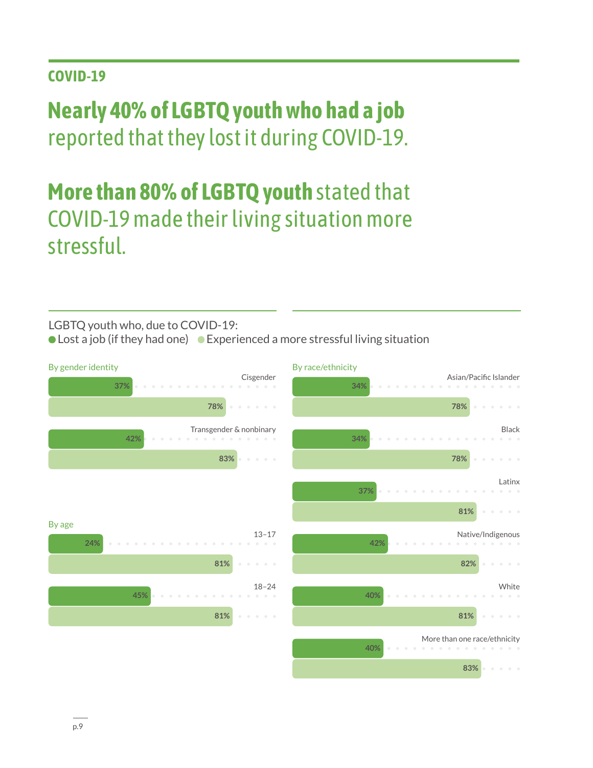## COVID-19

# **Nearly 40% of LGBTQ youth who had a job** reported that they lost it during COVID-19.

# **More than 80% of LGBTQ youth** stated that COVID-19 made their living situation more stressful.

LGBTQ youth who, due to COVID-19:
- Lost a job (if they had one)
- Experienced a more stressful living situation

**By gender identity**

| | Lost a job (if they had one) | Experienced a more stressful living situation |
|---|---|---|
| Cisgender | 37% | 78% |
| Transgender & nonbinary | 42% | 83% |

**By age**

| | Lost a job (if they had one) | Experienced a more stressful living situation |
|---|---|---|
| 13–17 | 24% | 81% |
| 18–24 | 45% | 81% |

**By race/ethnicity**

| | Lost a job (if they had one) | Experienced a more stressful living situation |
|---|---|---|
| Asian/Pacific Islander | 34% | 78% |
| Black | 34% | 78% |
| Latinx | 37% | 81% |
| Native/Indigenous | 42% | 82% |
| White | 40% | 81% |
| More than one race/ethnicity | 40% | 83% |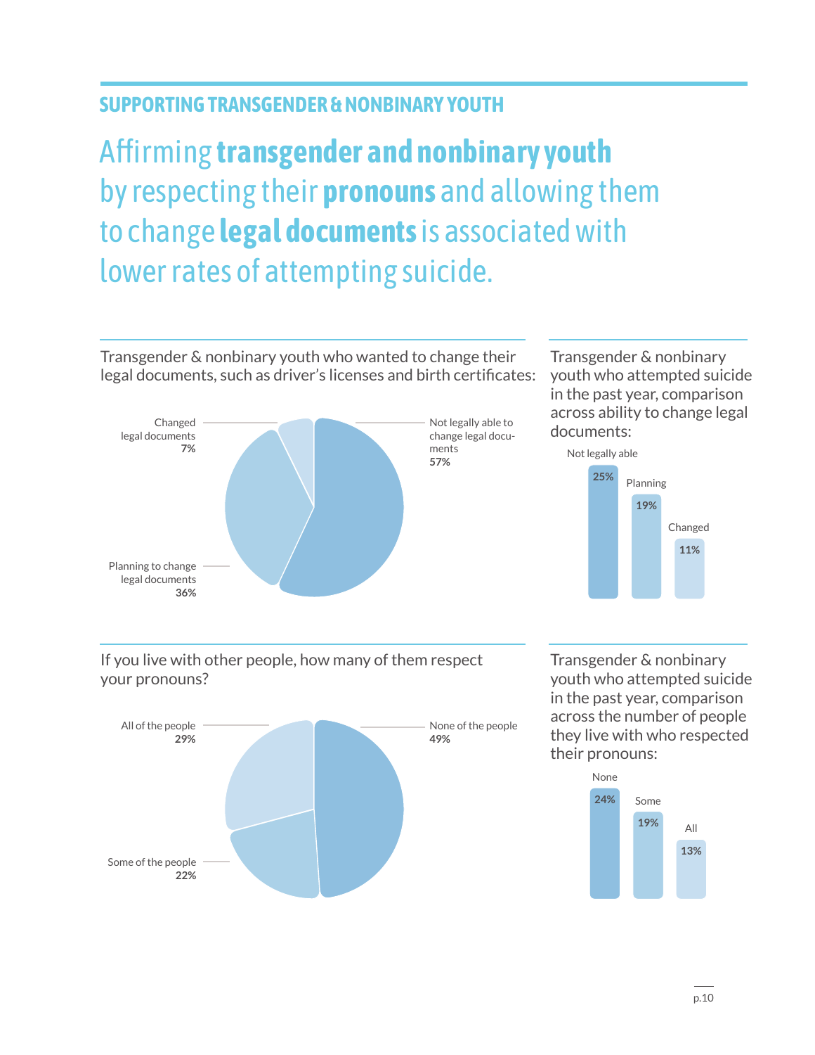## SUPPORTING TRANSGENDER & NONBINARY YOUTH

# Affirming **transgender and nonbinary youth** by respecting their **pronouns** and allowing them to change **legal documents** is associated with lower rates of attempting suicide.

Transgender & nonbinary youth who wanted to change their legal documents, such as driver's licenses and birth certificates:

| Response | Percentage |
|---|---|
| Not legally able to change legal documents | 57% |
| Planning to change legal documents | 36% |
| Changed legal documents | 7% |

Transgender & nonbinary youth who attempted suicide in the past year, comparison across ability to change legal documents:

| Ability to change legal documents | Attempted suicide |
|---|---|
| Not legally able | 25% |
| Planning | 19% |
| Changed | 11% |

If you live with other people, how many of them respect your pronouns?

| Response | Percentage |
|---|---|
| None of the people | 49% |
| All of the people | 29% |
| Some of the people | 22% |

Transgender & nonbinary youth who attempted suicide in the past year, comparison across the number of people they live with who respected their pronouns:

| People who respected pronouns | Attempted suicide |
|---|---|
| None | 24% |
| Some | 19% |
| All | 13% |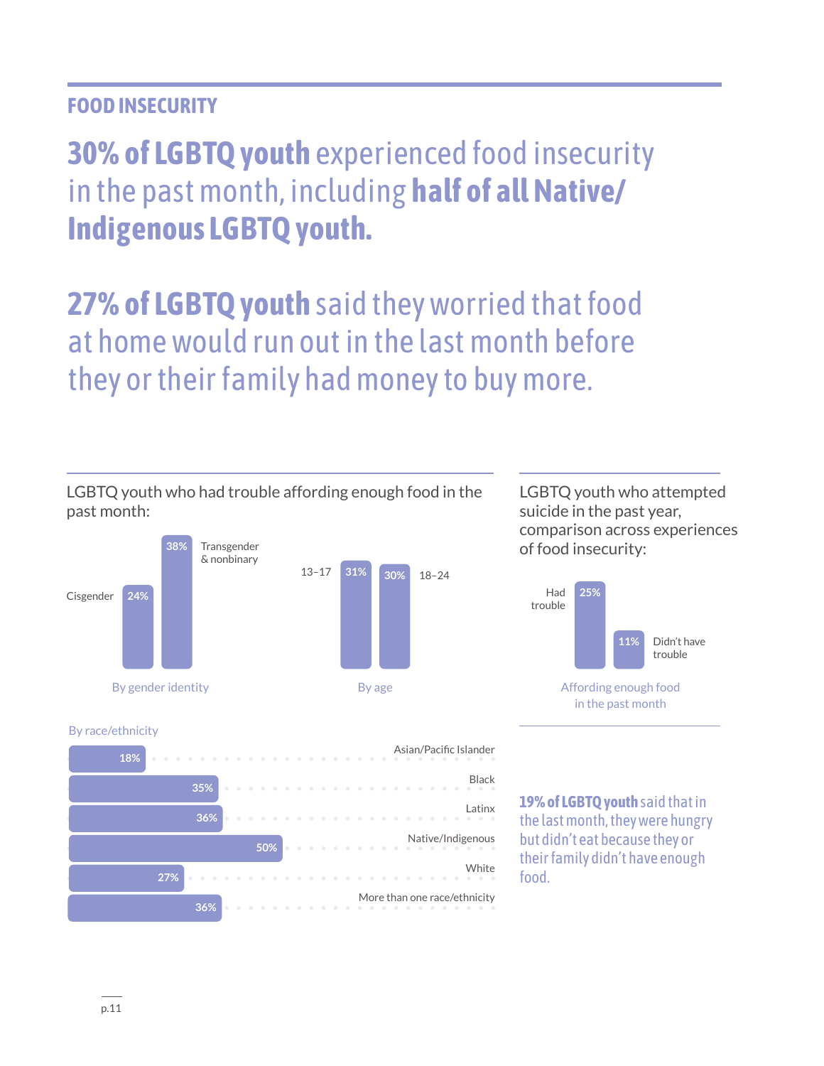## FOOD INSECURITY

# **30% of LGBTQ youth** experienced food insecurity in the past month, including **half of all Native/ Indigenous LGBTQ youth.**

# **27% of LGBTQ youth** said they worried that food at home would run out in the last month before they or their family had money to buy more.

LGBTQ youth who had trouble affording enough food in the past month:

By gender identity

| Gender identity | % |
|---|---|
| Cisgender | 24% |
| Transgender & nonbinary | 38% |

By age

| Age | % |
|---|---|
| 13–17 | 31% |
| 18–24 | 30% |

By race/ethnicity

| Race/ethnicity | % |
|---|---|
| Asian/Pacific Islander | 18% |
| Black | 35% |
| Latinx | 36% |
| Native/Indigenous | 50% |
| White | 27% |
| More than one race/ethnicity | 36% |

LGBTQ youth who attempted suicide in the past year, comparison across experiences of food insecurity:

Affording enough food in the past month

| Affording enough food in the past month | % |
|---|---|
| Had trouble | 25% |
| Didn't have trouble | 11% |

**19% of LGBTQ youth** said that in the last month, they were hungry but didn't eat because they or their family didn't have enough food.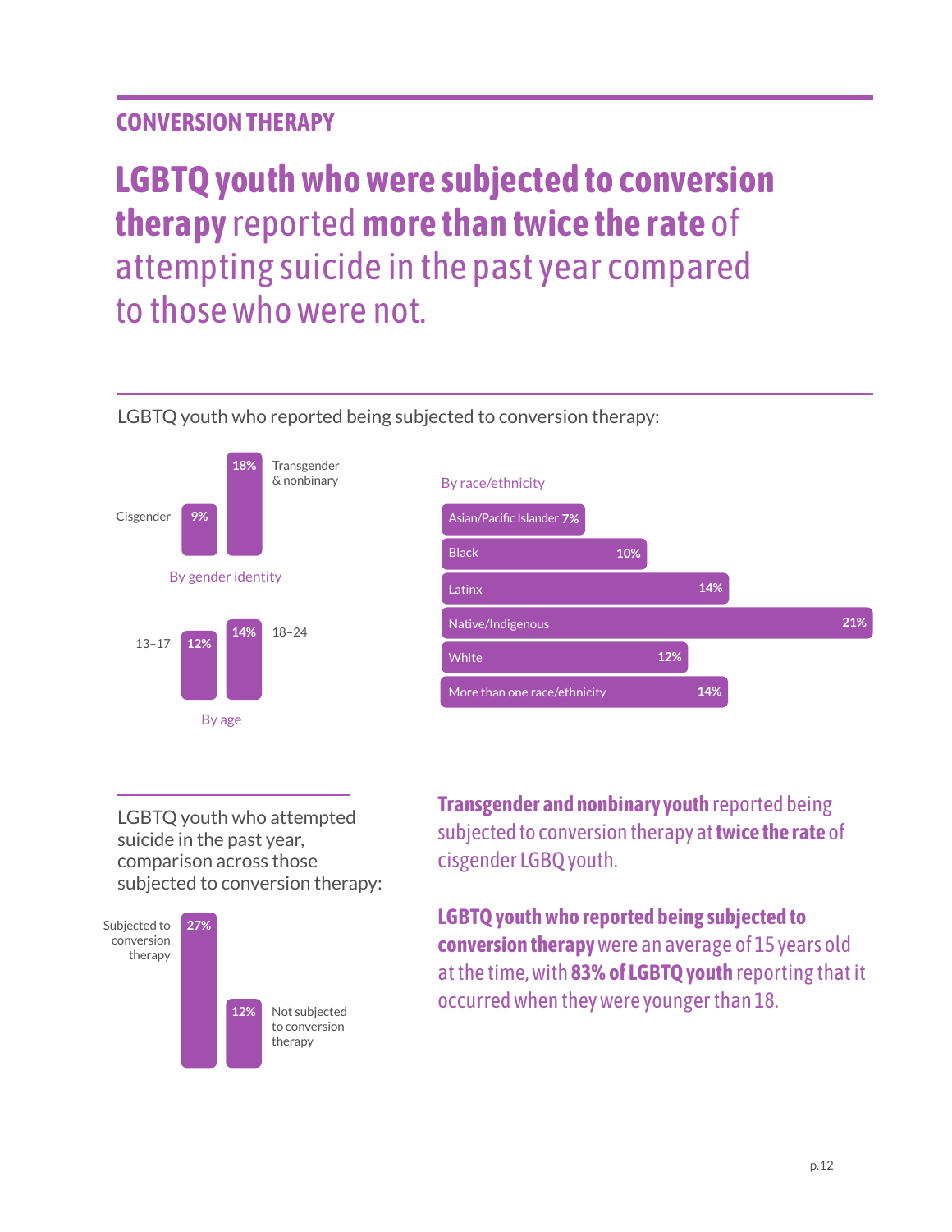## CONVERSION THERAPY

# **LGBTQ youth who were subjected to conversion therapy** reported **more than twice the rate** of attempting suicide in the past year compared to those who were not.

LGBTQ youth who reported being subjected to conversion therapy:

**By gender identity**

| Gender identity | % |
| --- | --- |
| Cisgender | 9% |
| Transgender & nonbinary | 18% |

**By age**

| Age | % |
| --- | --- |
| 13–17 | 12% |
| 18–24 | 14% |

**By race/ethnicity**

| Race/ethnicity | % |
| --- | --- |
| Asian/Pacific Islander | 7% |
| Black | 10% |
| Latinx | 14% |
| Native/Indigenous | 21% |
| White | 12% |
| More than one race/ethnicity | 14% |

LGBTQ youth who attempted suicide in the past year, comparison across those subjected to conversion therapy:

| Group | % |
| --- | --- |
| Subjected to conversion therapy | 27% |
| Not subjected to conversion therapy | 12% |

**Transgender and nonbinary youth** reported being subjected to conversion therapy at **twice the rate** of cisgender LGBQ youth.

**LGBTQ youth who reported being subjected to conversion therapy** were an average of 15 years old at the time, with **83% of LGBTQ youth** reporting that it occurred when they were younger than 18.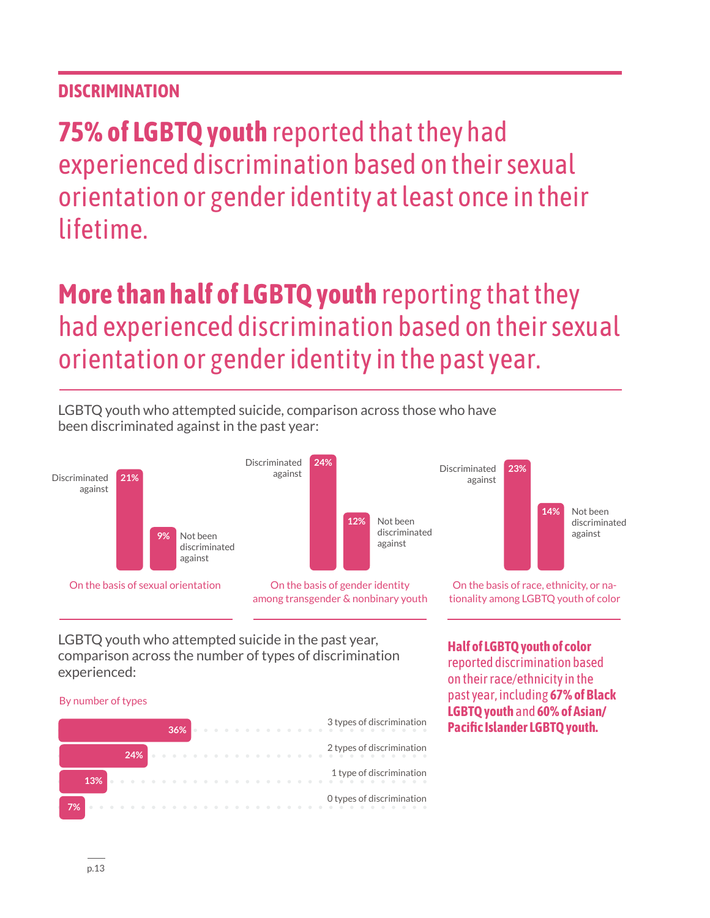## DISCRIMINATION

**75% of LGBTQ youth** reported that they had experienced discrimination based on their sexual orientation or gender identity at least once in their lifetime.

**More than half of LGBTQ youth** reporting that they had experienced discrimination based on their sexual orientation or gender identity in the past year.

LGBTQ youth who attempted suicide, comparison across those who have been discriminated against in the past year:

| | Discriminated against | Not been discriminated against |
|---|---|---|
| On the basis of sexual orientation | 21% | 9% |
| On the basis of gender identity among transgender & nonbinary youth | 24% | 12% |
| On the basis of race, ethnicity, or nationality among LGBTQ youth of color | 23% | 14% |

LGBTQ youth who attempted suicide in the past year, comparison across the number of types of discrimination experienced:

By number of types

| Number of types | % |
|---|---|
| 3 types of discrimination | 36% |
| 2 types of discrimination | 24% |
| 1 type of discrimination | 13% |
| 0 types of discrimination | 7% |

**Half of LGBTQ youth of color** reported discrimination based on their race/ethnicity in the past year, including **67% of Black LGBTQ youth** and **60% of Asian/Pacific Islander LGBTQ youth.**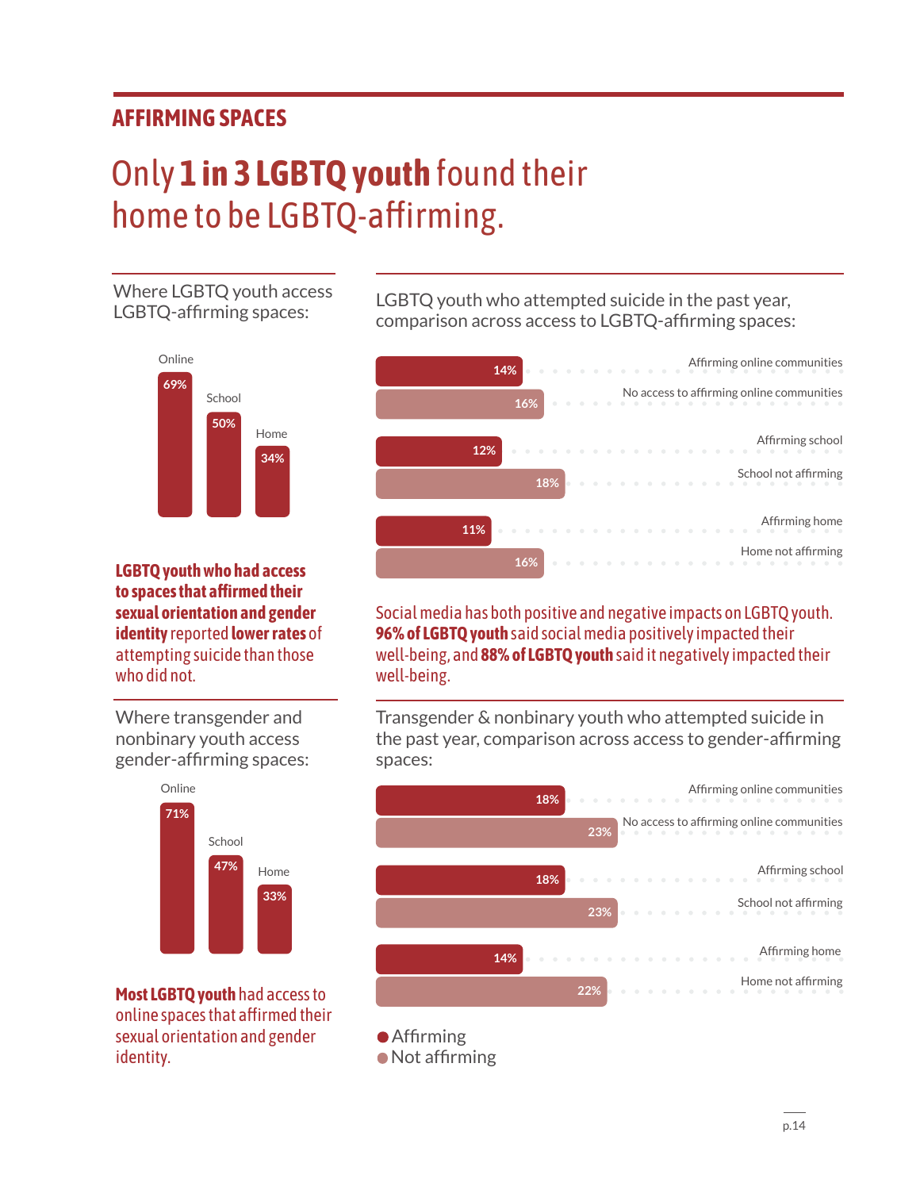## AFFIRMING SPACES

# Only **1 in 3 LGBTQ youth** found their home to be LGBTQ-affirming.

Where LGBTQ youth access LGBTQ-affirming spaces:

| Space | Percentage |
|---|---|
| Online | 69% |
| School | 50% |
| Home | 34% |

**LGBTQ youth who had access to spaces that affirmed their sexual orientation and gender identity** reported **lower rates** of attempting suicide than those who did not.

LGBTQ youth who attempted suicide in the past year, comparison across access to LGBTQ-affirming spaces:

| Space | Percentage |
|---|---|
| Affirming online communities | 14% |
| No access to affirming online communities | 16% |
| Affirming school | 12% |
| School not affirming | 18% |
| Affirming home | 11% |
| Home not affirming | 16% |

Social media has both positive and negative impacts on LGBTQ youth. **96% of LGBTQ youth** said social media positively impacted their well-being, and **88% of LGBTQ youth** said it negatively impacted their well-being.

Where transgender and nonbinary youth access gender-affirming spaces:

| Space | Percentage |
|---|---|
| Online | 71% |
| School | 47% |
| Home | 33% |

**Most LGBTQ youth** had access to online spaces that affirmed their sexual orientation and gender identity.

Transgender & nonbinary youth who attempted suicide in the past year, comparison across access to gender-affirming spaces:

| Space | Percentage |
|---|---|
| Affirming online communities | 18% |
| No access to affirming online communities | 23% |
| Affirming school | 18% |
| School not affirming | 23% |
| Affirming home | 14% |
| Home not affirming | 22% |

● Affirming
● Not affirming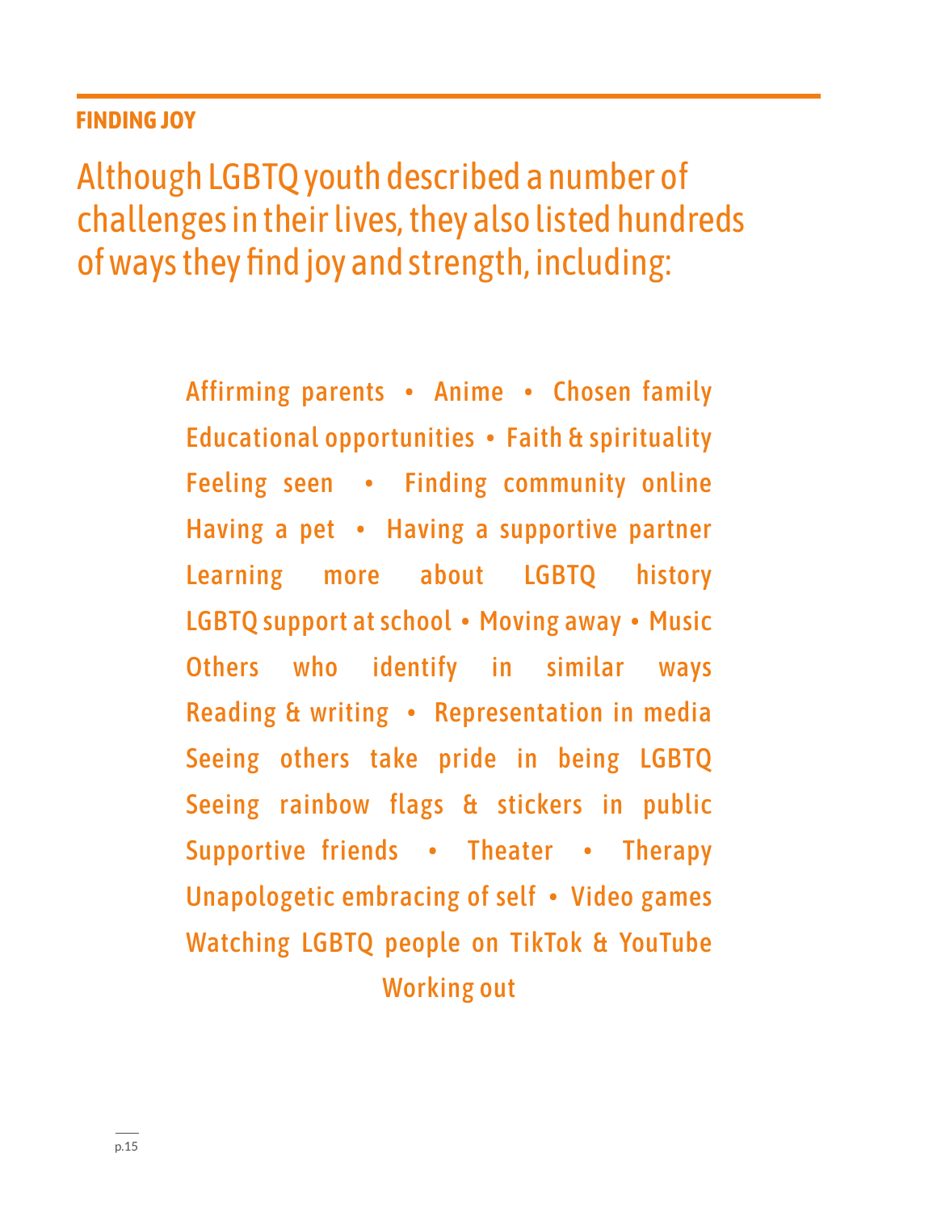## FINDING JOY

# Although LGBTQ youth described a number of challenges in their lives, they also listed hundreds of ways they find joy and strength, including:

Affirming parents • Anime • Chosen family
Educational opportunities • Faith & spirituality
Feeling seen • Finding community online
Having a pet • Having a supportive partner
Learning more about LGBTQ history
LGBTQ support at school • Moving away • Music
Others who identify in similar ways
Reading & writing • Representation in media
Seeing others take pride in being LGBTQ
Seeing rainbow flags & stickers in public
Supportive friends • Theater • Therapy
Unapologetic embracing of self • Video games
Watching LGBTQ people on TikTok & YouTube
Working out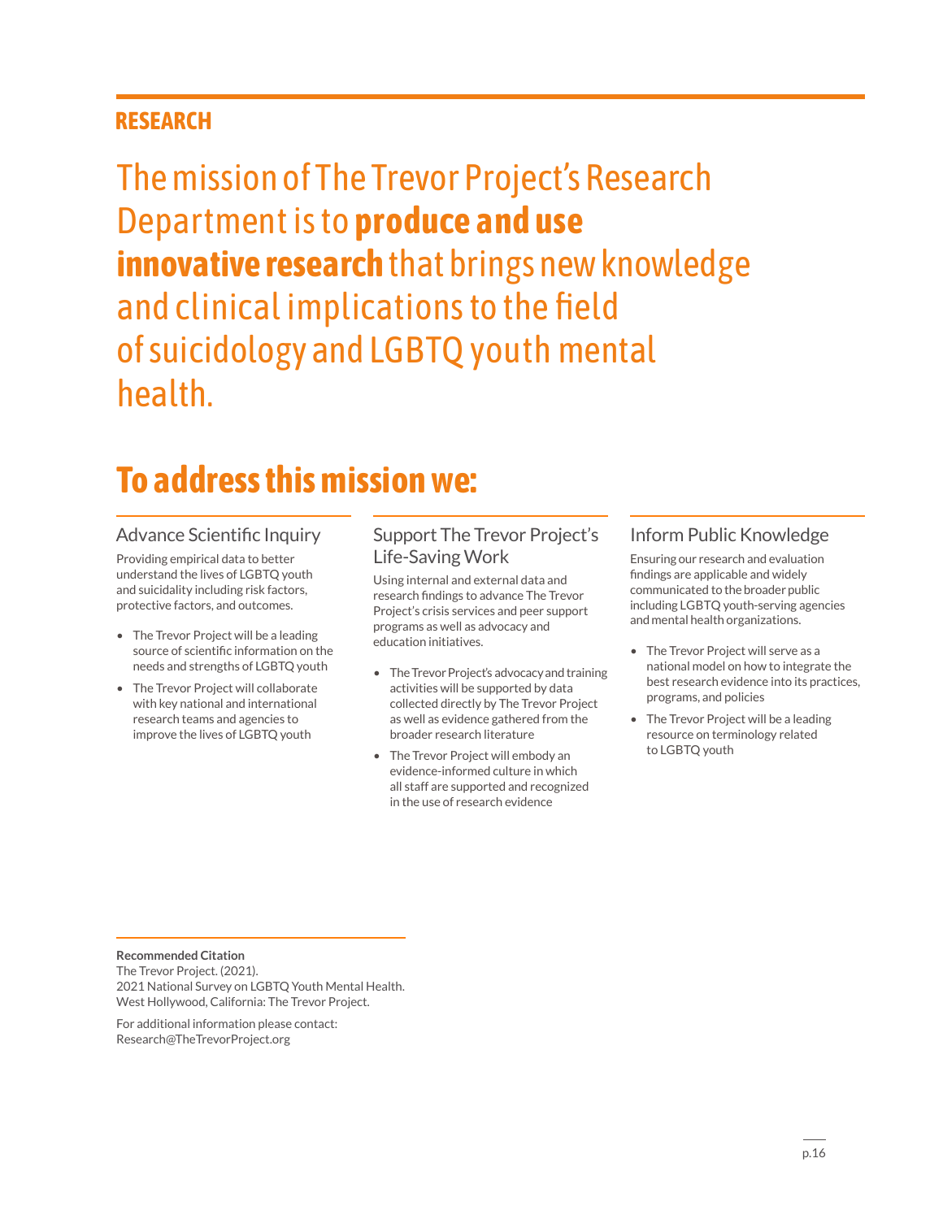## RESEARCH

# The mission of The Trevor Project's Research Department is to **produce and use innovative research** that brings new knowledge and clinical implications to the field of suicidology and LGBTQ youth mental health.

## To address this mission we:

### Advance Scientific Inquiry

Providing empirical data to better understand the lives of LGBTQ youth and suicidality including risk factors, protective factors, and outcomes.

- The Trevor Project will be a leading source of scientific information on the needs and strengths of LGBTQ youth
- The Trevor Project will collaborate with key national and international research teams and agencies to improve the lives of LGBTQ youth

### Support The Trevor Project's Life-Saving Work

Using internal and external data and research findings to advance The Trevor Project's crisis services and peer support programs as well as advocacy and education initiatives.

- The Trevor Project's advocacy and training activities will be supported by data collected directly by The Trevor Project as well as evidence gathered from the broader research literature
- The Trevor Project will embody an evidence-informed culture in which all staff are supported and recognized in the use of research evidence

### Inform Public Knowledge

Ensuring our research and evaluation findings are applicable and widely communicated to the broader public including LGBTQ youth-serving agencies and mental health organizations.

- The Trevor Project will serve as a national model on how to integrate the best research evidence into its practices, programs, and policies
- The Trevor Project will be a leading resource on terminology related to LGBTQ youth

**Recommended Citation**
The Trevor Project. (2021).
2021 National Survey on LGBTQ Youth Mental Health.
West Hollywood, California: The Trevor Project.

For additional information please contact:
Research@TheTrevorProject.org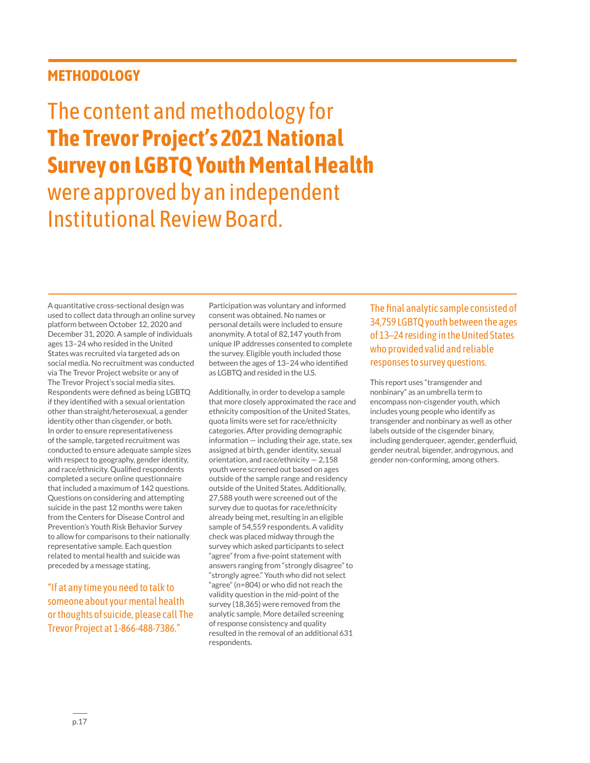## METHODOLOGY

# The content and methodology for **The Trevor Project's 2021 National Survey on LGBTQ Youth Mental Health** were approved by an independent Institutional Review Board.

A quantitative cross-sectional design was used to collect data through an online survey platform between October 12, 2020 and December 31, 2020. A sample of individuals ages 13–24 who resided in the United States was recruited via targeted ads on social media. No recruitment was conducted via The Trevor Project website or any of The Trevor Project's social media sites. Respondents were defined as being LGBTQ if they identified with a sexual orientation other than straight/heterosexual, a gender identity other than cisgender, or both. In order to ensure representativeness of the sample, targeted recruitment was conducted to ensure adequate sample sizes with respect to geography, gender identity, and race/ethnicity. Qualified respondents completed a secure online questionnaire that included a maximum of 142 questions. Questions on considering and attempting suicide in the past 12 months were taken from the Centers for Disease Control and Prevention's Youth Risk Behavior Survey to allow for comparisons to their nationally representative sample. Each question related to mental health and suicide was preceded by a message stating,

"If at any time you need to talk to someone about your mental health or thoughts of suicide, please call The Trevor Project at 1-866-488-7386."

Participation was voluntary and informed consent was obtained. No names or personal details were included to ensure anonymity. A total of 82,147 youth from unique IP addresses consented to complete the survey. Eligible youth included those between the ages of 13–24 who identified as LGBTQ and resided in the U.S.

Additionally, in order to develop a sample that more closely approximated the race and ethnicity composition of the United States, quota limits were set for race/ethnicity categories. After providing demographic information — including their age, state, sex assigned at birth, gender identity, sexual orientation, and race/ethnicity — 2,158 youth were screened out based on ages outside of the sample range and residency outside of the United States. Additionally, 27,588 youth were screened out of the survey due to quotas for race/ethnicity already being met, resulting in an eligible sample of 54,559 respondents. A validity check was placed midway through the survey which asked participants to select "agree" from a five-point statement with answers ranging from "strongly disagree" to "strongly agree." Youth who did not select "agree" (n=804) or who did not reach the validity question in the mid-point of the survey (18,365) were removed from the analytic sample. More detailed screening of response consistency and quality resulted in the removal of an additional 631 respondents.

The final analytic sample consisted of 34,759 LGBTQ youth between the ages of 13–24 residing in the United States who provided valid and reliable responses to survey questions.

This report uses "transgender and nonbinary" as an umbrella term to encompass non-cisgender youth, which includes young people who identify as transgender and nonbinary as well as other labels outside of the cisgender binary, including genderqueer, agender, genderfluid, gender neutral, bigender, androgynous, and gender non-conforming, among others.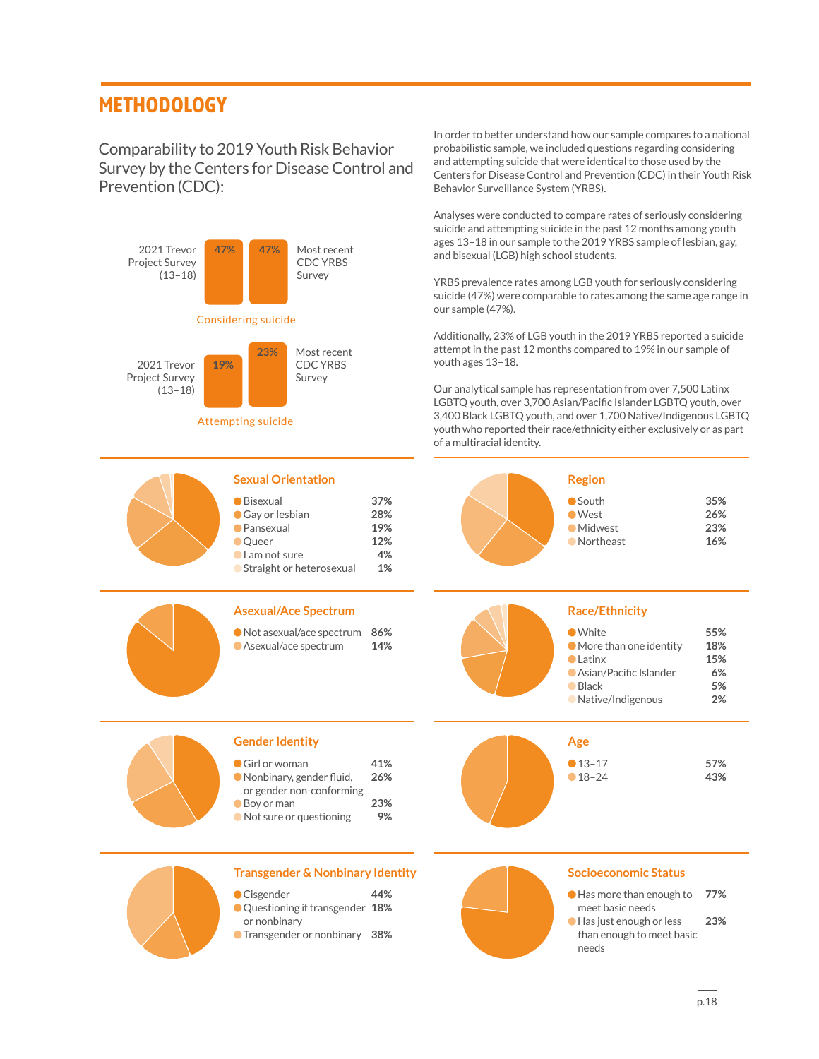# METHODOLOGY

## Comparability to 2019 Youth Risk Behavior Survey by the Centers for Disease Control and Prevention (CDC):

**Considering suicide**

| | Considering suicide |
|---|---|
| 2021 Trevor Project Survey (13–18) | 47% |
| Most recent CDC YRBS Survey | 47% |

**Attempting suicide**

| | Attempting suicide |
|---|---|
| 2021 Trevor Project Survey (13–18) | 19% |
| Most recent CDC YRBS Survey | 23% |

In order to better understand how our sample compares to a national probabilistic sample, we included questions regarding considering and attempting suicide that were identical to those used by the Centers for Disease Control and Prevention (CDC) in their Youth Risk Behavior Surveillance System (YRBS).

Analyses were conducted to compare rates of seriously considering suicide and attempting suicide in the past 12 months among youth ages 13–18 in our sample to the 2019 YRBS sample of lesbian, gay, and bisexual (LGB) high school students.

YRBS prevalence rates among LGB youth for seriously considering suicide (47%) were comparable to rates among the same age range in our sample (47%).

Additionally, 23% of LGB youth in the 2019 YRBS reported a suicide attempt in the past 12 months compared to 19% in our sample of youth ages 13–18.

Our analytical sample has representation from over 7,500 Latinx LGBTQ youth, over 3,700 Asian/Pacific Islander LGBTQ youth, over 3,400 Black LGBTQ youth, and over 1,700 Native/Indigenous LGBTQ youth who reported their race/ethnicity either exclusively or as part of a multiracial identity.

### Sexual Orientation

| | |
|---|---|
| Bisexual | 37% |
| Gay or lesbian | 28% |
| Pansexual | 19% |
| Queer | 12% |
| I am not sure | 4% |
| Straight or heterosexual | 1% |

### Region

| | |
|---|---|
| South | 35% |
| West | 26% |
| Midwest | 23% |
| Northeast | 16% |

### Asexual/Ace Spectrum

| | |
|---|---|
| Not asexual/ace spectrum | 86% |
| Asexual/ace spectrum | 14% |

### Race/Ethnicity

| | |
|---|---|
| White | 55% |
| More than one identity | 18% |
| Latinx | 15% |
| Asian/Pacific Islander | 6% |
| Black | 5% |
| Native/Indigenous | 2% |

### Gender Identity

| | |
|---|---|
| Girl or woman | 41% |
| Nonbinary, gender fluid, or gender non-conforming | 26% |
| Boy or man | 23% |
| Not sure or questioning | 9% |

### Age

| | |
|---|---|
| 13–17 | 57% |
| 18–24 | 43% |

### Transgender & Nonbinary Identity

| | |
|---|---|
| Cisgender | 44% |
| Questioning if transgender or nonbinary | 18% |
| Transgender or nonbinary | 38% |

### Socioeconomic Status

| | |
|---|---|
| Has more than enough to meet basic needs | 77% |
| Has just enough or less than enough to meet basic needs | 23% |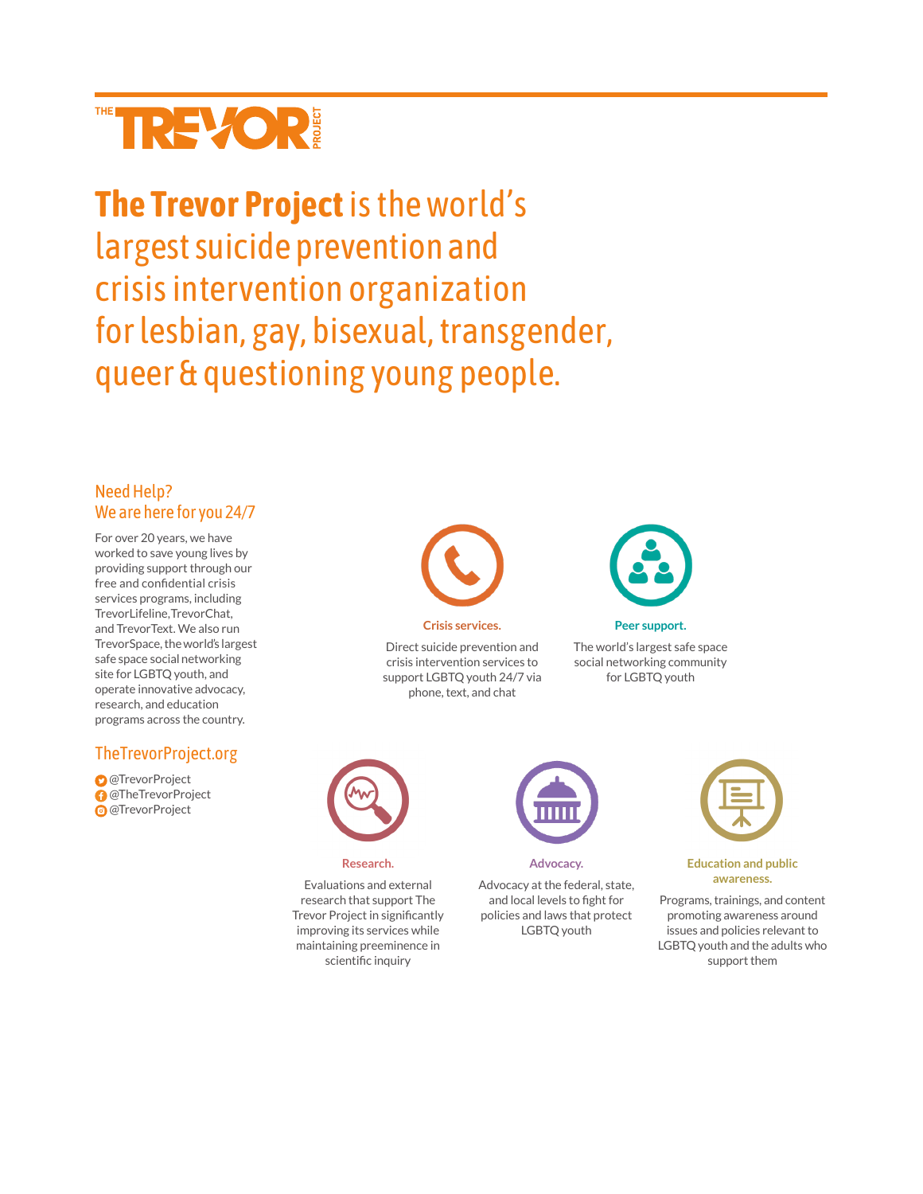THE TREVOR PROJECT

# **The Trevor Project** is the world's largest suicide prevention and crisis intervention organization for lesbian, gay, bisexual, transgender, queer & questioning young people.

## Need Help?
## We are here for you 24/7

For over 20 years, we have worked to save young lives by providing support through our free and confidential crisis services programs, including TrevorLifeline, TrevorChat, and TrevorText. We also run TrevorSpace, the world's largest safe space social networking site for LGBTQ youth, and operate innovative advocacy, research, and education programs across the country.

### TheTrevorProject.org

@TrevorProject
@TheTrevorProject
@TrevorProject

**Crisis services.**

Direct suicide prevention and crisis intervention services to support LGBTQ youth 24/7 via phone, text, and chat

**Peer support.**

The world's largest safe space social networking community for LGBTQ youth

**Research.**

Evaluations and external research that support The Trevor Project in significantly improving its services while maintaining preeminence in scientific inquiry

**Advocacy.**

Advocacy at the federal, state, and local levels to fight for policies and laws that protect LGBTQ youth

**Education and public awareness.**

Programs, trainings, and content promoting awareness around issues and policies relevant to LGBTQ youth and the adults who support them